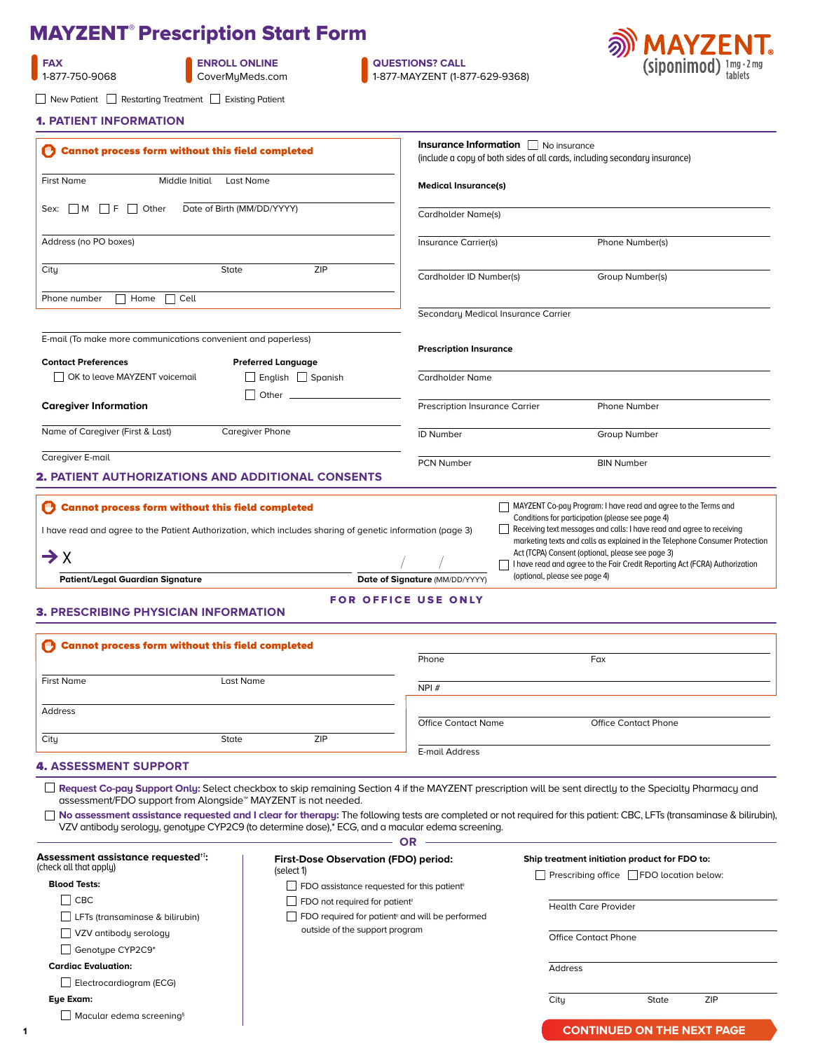# MAYZENT® Prescription Start Form

**FAX** 1-877-750-9068 | **ENROLL ONLINE** CoverMyMeds.com | **QUESTIONS? CALL** 1-877-MAYZENT (1-877-629-9368)

MAYZENT® (siponimod) 1 mg • 2 mg tablets

☐ New Patient ☐ Restarting Treatment ☐ Existing Patient

## 1. PATIENT INFORMATION

**Cannot process form without this field completed**

First Name ______ Middle Initial ______ Last Name ______

Sex: ☐ M ☐ F ☐ Other Date of Birth (MM/DD/YYYY) ______

Address (no PO boxes) ______

City ______ State ______ ZIP ______

Phone number ☐ Home ☐ Cell ______

E-mail (To make more communications convenient and paperless) ______

**Contact Preferences**

☐ OK to leave MAYZENT voicemail

**Preferred Language**

☐ English ☐ Spanish ☐ Other ______

**Caregiver Information**

Name of Caregiver (First & Last) ______ Caregiver Phone ______

Caregiver E-mail ______

**Insurance Information** ☐ No insurance
(include a copy of both sides of all cards, including secondary insurance)

**Medical Insurance(s)**

Cardholder Name(s) ______

Insurance Carrier(s) ______ Phone Number(s) ______

Cardholder ID Number(s) ______ Group Number(s) ______

Secondary Medical Insurance Carrier ______

**Prescription Insurance**

Cardholder Name ______

Prescription Insurance Carrier ______ Phone Number ______

ID Number ______ Group Number ______

PCN Number ______ BIN Number ______

## 2. PATIENT AUTHORIZATIONS AND ADDITIONAL CONSENTS

**Cannot process form without this field completed**

I have read and agree to the Patient Authorization, which includes sharing of genetic information (page 3)

→ X ______

**Patient/Legal Guardian Signature** ______ **Date of Signature** (MM/DD/YYYY) ____/____/____

☐ MAYZENT Co-pay Program: I have read and agree to the Terms and Conditions for participation (please see page 4)

☐ Receiving text messages and calls: I have read and agree to receiving marketing texts and calls as explained in the Telephone Consumer Protection Act (TCPA) Consent (optional, please see page 3)

☐ I have read and agree to the Fair Credit Reporting Act (FCRA) Authorization (optional, please see page 4)

**FOR OFFICE USE ONLY**

## 3. PRESCRIBING PHYSICIAN INFORMATION

**Cannot process form without this field completed**

First Name ______ Last Name ______

Address ______

City ______ State ______ ZIP ______

Phone ______ Fax ______

NPI # ______

Office Contact Name ______ Office Contact Phone ______

E-mail Address ______

## 4. ASSESSMENT SUPPORT

☐ **Request Co-pay Support Only:** Select checkbox to skip remaining Section 4 if the MAYZENT prescription will be sent directly to the Specialty Pharmacy and assessment/FDO support from Alongside™ MAYZENT is not needed.

☐ **No assessment assistance requested and I clear for therapy:** The following tests are completed or not required for this patient: CBC, LFTs (transaminase & bilirubin), VZV antibody serology, genotype CYP2C9 (to determine dose),* ECG, and a macular edema screening.

**OR**

**Assessment assistance requested**[†‡]**:**
(check all that apply)

**Blood Tests:**

- ☐ CBC
- ☐ LFTs (transaminase & bilirubin)
- ☐ VZV antibody serology
- ☐ Genotype CYP2C9*

**Cardiac Evaluation:**

- ☐ Electrocardiogram (ECG)

**Eye Exam:**

- ☐ Macular edema screening[§]

**First-Dose Observation (FDO) period:**
(select 1)

- ☐ FDO assistance requested for this patient[ǁ]
- ☐ FDO not required for patient[ǁ]
- ☐ FDO required for patient[ǁ] and will be performed outside of the support program

**Ship treatment initiation product for FDO to:**

☐ Prescribing office ☐ FDO location below:

Health Care Provider ______

Office Contact Phone ______

Address ______

City ______ State ______ ZIP ______

**CONTINUED ON THE NEXT PAGE**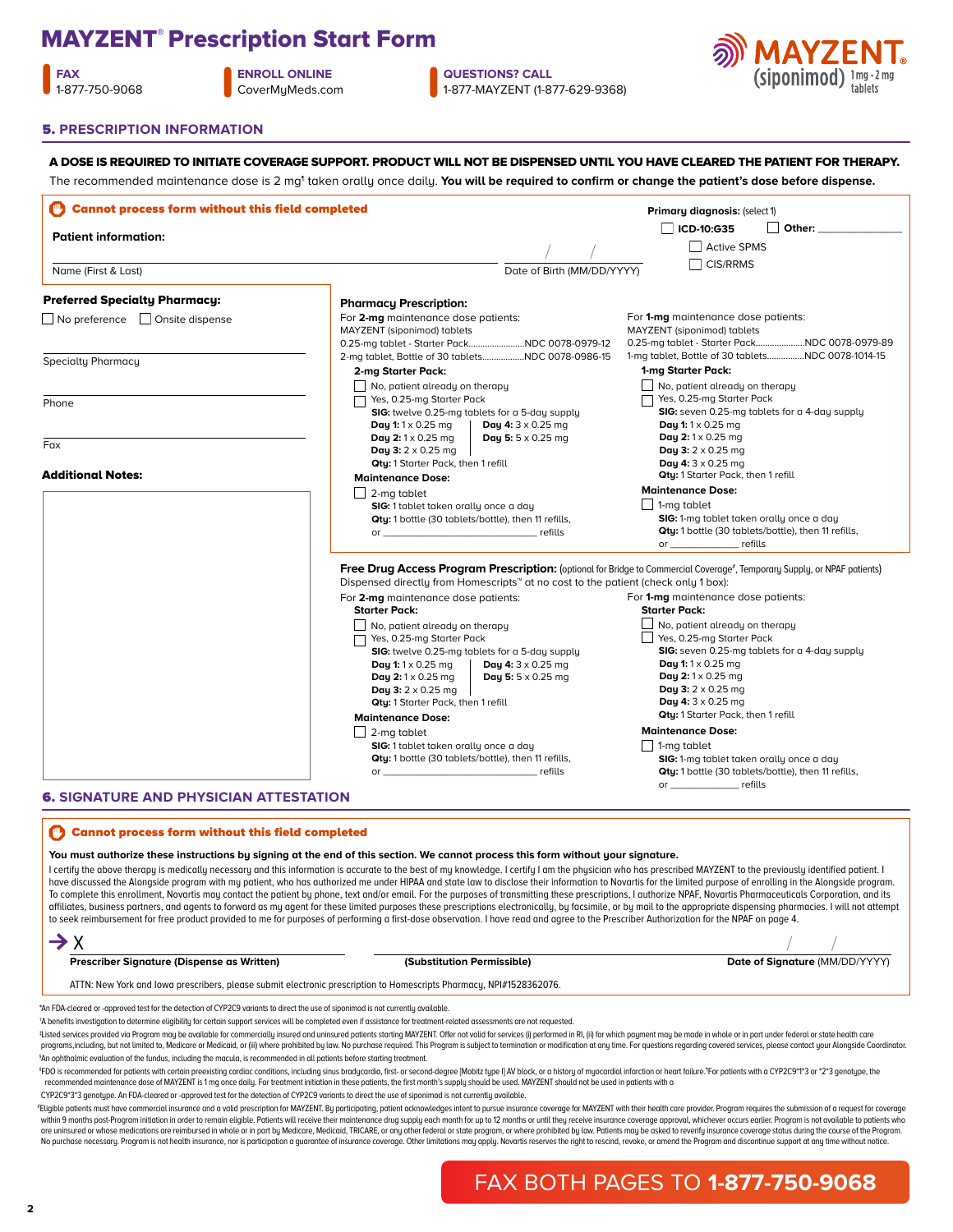# MAYZENT® Prescription Start Form

**FAX** 1-877-750-9068 | **ENROLL ONLINE** CoverMyMeds.com | **QUESTIONS? CALL** 1-877-MAYZENT (1-877-629-9368)

MAYZENT® (siponimod) 1mg • 2mg tablets

## 5. PRESCRIPTION INFORMATION

**A DOSE IS REQUIRED TO INITIATE COVERAGE SUPPORT. PRODUCT WILL NOT BE DISPENSED UNTIL YOU HAVE CLEARED THE PATIENT FOR THERAPY.**

The recommended maintenance dose is 2 mg[¶] taken orally once daily. **You will be required to confirm or change the patient's dose before dispense.**

**Cannot process form without this field completed**

**Patient information:**

Name (First & Last) ____________________ Date of Birth (MM/DD/YYYY) ___ / ___ / ___

**Primary diagnosis:** (select 1)

- ☐ **ICD-10:G35**
  - ☐ Active SPMS
  - ☐ CIS/RRMS
- ☐ **Other:** ____________

**Preferred Specialty Pharmacy:**

☐ No preference ☐ Onsite dispense

Specialty Pharmacy ____________________

Phone ____________________

Fax ____________________

**Additional Notes:**

**Pharmacy Prescription:**

For **2-mg** maintenance dose patients:
MAYZENT (siponimod) tablets
0.25-mg tablet - Starter Pack........................NDC 0078-0979-12
2-mg tablet, Bottle of 30 tablets..................NDC 0078-0986-15

**2-mg Starter Pack:**

- ☐ No, patient already on therapy
- ☐ Yes, 0.25-mg Starter Pack
  - **SIG:** twelve 0.25-mg tablets for a 5-day supply
  - **Day 1:** 1 x 0.25 mg
  - **Day 2:** 1 x 0.25 mg
  - **Day 3:** 2 x 0.25 mg
  - **Day 4:** 3 x 0.25 mg
  - **Day 5:** 5 x 0.25 mg
  - **Qty:** 1 Starter Pack, then 1 refill

**Maintenance Dose:**

- ☐ 2-mg tablet
  - **SIG:** 1 tablet taken orally once a day
  - **Qty:** 1 bottle (30 tablets/bottle), then 11 refills, or ____________ refills

For **1-mg** maintenance dose patients:
MAYZENT (siponimod) tablets
0.25-mg tablet - Starter Pack.....................NDC 0078-0979-89
1-mg tablet, Bottle of 30 tablets................NDC 0078-1014-15

**1-mg Starter Pack:**

- ☐ No, patient already on therapy
- ☐ Yes, 0.25-mg Starter Pack
  - **SIG:** seven 0.25-mg tablets for a 4-day supply
  - **Day 1:** 1 x 0.25 mg
  - **Day 2:** 1 x 0.25 mg
  - **Day 3:** 2 x 0.25 mg
  - **Day 4:** 3 x 0.25 mg
  - **Qty:** 1 Starter Pack, then 1 refill

**Maintenance Dose:**

- ☐ 1-mg tablet
  - **SIG:** 1-mg tablet taken orally once a day
  - **Qty:** 1 bottle (30 tablets/bottle), then 11 refills, or ____________ refills

**Free Drug Access Program Prescription:** (optional for Bridge to Commercial Coverage[‡], Temporary Supply, or NPAF patients)
Dispensed directly from Homescripts™ at no cost to the patient (check only 1 box):

For **2-mg** maintenance dose patients:

**Starter Pack:**

- ☐ No, patient already on therapy
- ☐ Yes, 0.25-mg Starter Pack
  - **SIG:** twelve 0.25-mg tablets for a 5-day supply
  - **Day 1:** 1 x 0.25 mg
  - **Day 2:** 1 x 0.25 mg
  - **Day 3:** 2 x 0.25 mg
  - **Day 4:** 3 x 0.25 mg
  - **Day 5:** 5 x 0.25 mg
  - **Qty:** 1 Starter Pack, then 1 refill

**Maintenance Dose:**

- ☐ 2-mg tablet
  - **SIG:** 1 tablet taken orally once a day
  - **Qty:** 1 bottle (30 tablets/bottle), then 11 refills, or ____________ refills

For **1-mg** maintenance dose patients:

**Starter Pack:**

- ☐ No, patient already on therapy
- ☐ Yes, 0.25-mg Starter Pack
  - **SIG:** seven 0.25-mg tablets for a 4-day supply
  - **Day 1:** 1 x 0.25 mg
  - **Day 2:** 1 x 0.25 mg
  - **Day 3:** 2 x 0.25 mg
  - **Day 4:** 3 x 0.25 mg
  - **Qty:** 1 Starter Pack, then 1 refill

**Maintenance Dose:**

- ☐ 1-mg tablet
  - **SIG:** 1-mg tablet taken orally once a day
  - **Qty:** 1 bottle (30 tablets/bottle), then 11 refills, or ____________ refills

## 6. SIGNATURE AND PHYSICIAN ATTESTATION

**Cannot process form without this field completed**

**You must authorize these instructions by signing at the end of this section. We cannot process this form without your signature.**

I certify the above therapy is medically necessary and this information is accurate to the best of my knowledge. I certify I am the physician who has prescribed MAYZENT to the previously identified patient. I have discussed the Alongside program with my patient, who has authorized me under HIPAA and state law to disclose their information to Novartis for the limited purpose of enrolling in the Alongside program. To complete this enrollment, Novartis may contact the patient by phone, text and/or email. For the purposes of transmitting these prescriptions, I authorize NPAF, Novartis Pharmaceuticals Corporation, and its affiliates, business partners, and agents to forward as my agent for these limited purposes these prescriptions electronically, by facsimile, or by mail to the appropriate dispensing pharmacies. I will not attempt to seek reimbursement for free product provided to me for purposes of performing a first-dose observation. I have read and agree to the Prescriber Authorization for the NPAF on page 4.

→ X ____________________ ____________________ ___ / ___ / ___

**Prescriber Signature (Dispense as Written)** **(Substitution Permissible)** **Date of Signature** (MM/DD/YYYY)

ATTN: New York and Iowa prescribers, please submit electronic prescription to Homescripts Pharmacy, NPI#1528362076.

*An FDA-cleared or -approved test for the detection of CYP2C9 variants to direct the use of siponimod is not currently available.

†A benefits investigation to determine eligibility for certain support services will be completed even if assistance for treatment-related assessments are not requested.

‡Listed services provided via Program may be available for commercially insured and uninsured patients starting MAYZENT. Offer not valid for services (i) performed in RI, (ii) for which payment may be made in whole or in part under federal or state health care programs,including, but not limited to, Medicare or Medicaid, or (iii) where prohibited by law. No purchase required. This Program is subject to termination or modification at any time. For questions regarding covered services, please contact your Alongside Coordinator.

§An ophthalmic evaluation of the fundus, including the macula, is recommended in all patients before starting treatment.

‖FDO is recommended for patients with certain preexisting cardiac conditions, including sinus bradycardia, first- or second-degree [Mobitz type I] AV block, or a history of myocardial infarction or heart failure.¶For patients with a CYP2C9*1*3 or *2*3 genotype, the recommended maintenance dose of MAYZENT is 1 mg once daily. For treatment initiation in these patients, the first month's supply should be used. MAYZENT should not be used in patients with a CYP2C9*3*3 genotype. An FDA-cleared or -approved test for the detection of CYP2C9 variants to direct the use of siponimod is not currently available.

‡Eligible patients must have commercial insurance and a valid prescription for MAYZENT. By participating, patient acknowledges intent to pursue insurance coverage for MAYZENT with their health care provider. Program requires the submission of a request for coverage within 9 months post-Program initiation in order to remain eligible. Patients will receive their maintenance drug supply each month for up to 12 months or until they receive insurance coverage approval, whichever occurs earlier. Program is not available to patients who are uninsured or whose medications are reimbursed in whole or in part by Medicare, Medicaid, TRICARE, or any other federal or state program, or where prohibited by law. Patients may be asked to reverify insurance coverage status during the course of the Program. No purchase necessary. Program is not health insurance, nor is participation a guarantee of insurance coverage. Other limitations may apply. Novartis reserves the right to rescind, revoke, or amend the Program and discontinue support at any time without notice.

FAX BOTH PAGES TO **1-877-750-9068**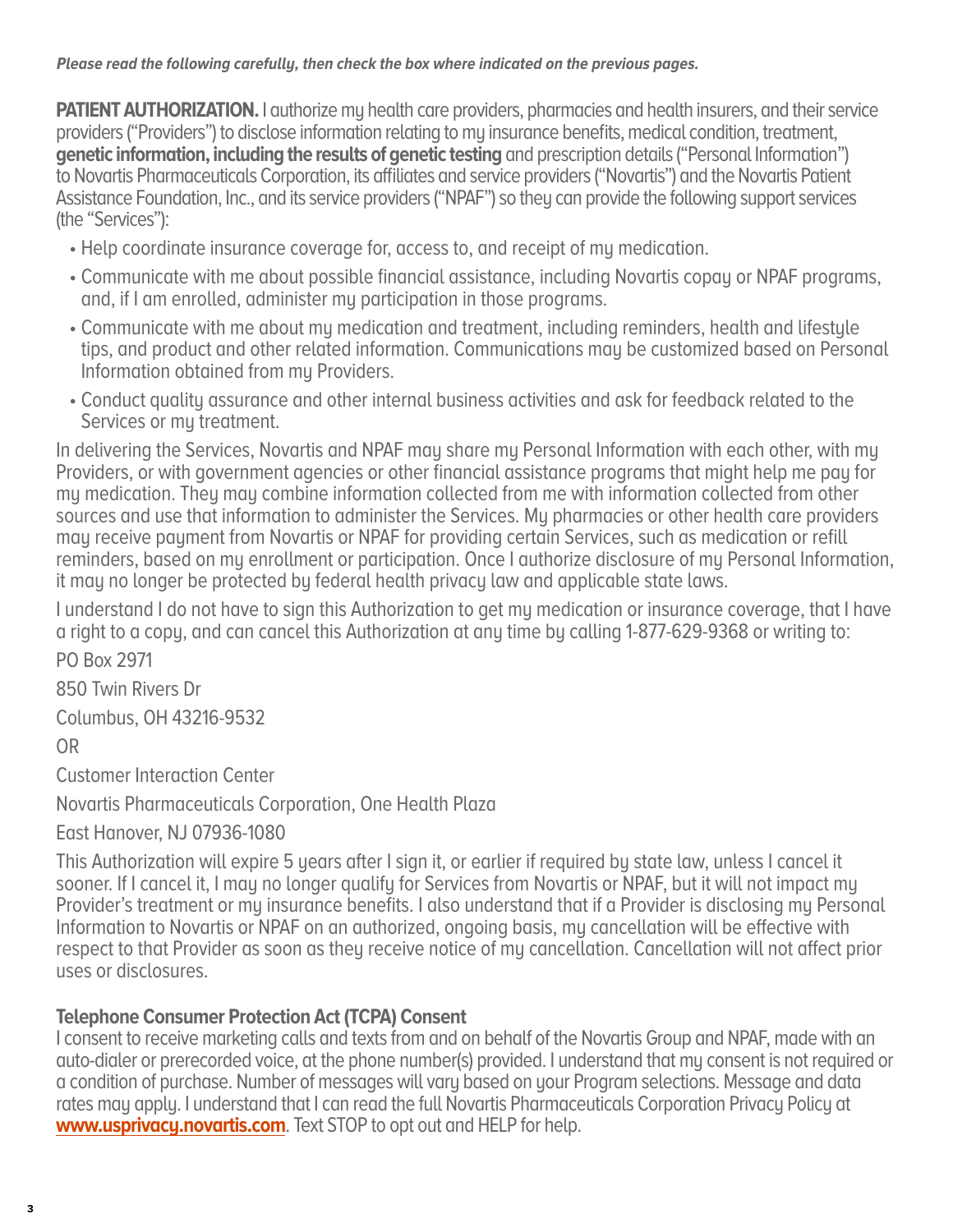***Please read the following carefully, then check the box where indicated on the previous pages.***

**PATIENT AUTHORIZATION.** I authorize my health care providers, pharmacies and health insurers, and their service providers ("Providers") to disclose information relating to my insurance benefits, medical condition, treatment, **genetic information, including the results of genetic testing** and prescription details ("Personal Information") to Novartis Pharmaceuticals Corporation, its affiliates and service providers ("Novartis") and the Novartis Patient Assistance Foundation, Inc., and its service providers ("NPAF") so they can provide the following support services (the "Services"):

- Help coordinate insurance coverage for, access to, and receipt of my medication.
- Communicate with me about possible financial assistance, including Novartis copay or NPAF programs, and, if I am enrolled, administer my participation in those programs.
- Communicate with me about my medication and treatment, including reminders, health and lifestyle tips, and product and other related information. Communications may be customized based on Personal Information obtained from my Providers.
- Conduct quality assurance and other internal business activities and ask for feedback related to the Services or my treatment.

In delivering the Services, Novartis and NPAF may share my Personal Information with each other, with my Providers, or with government agencies or other financial assistance programs that might help me pay for my medication. They may combine information collected from me with information collected from other sources and use that information to administer the Services. My pharmacies or other health care providers may receive payment from Novartis or NPAF for providing certain Services, such as medication or refill reminders, based on my enrollment or participation. Once I authorize disclosure of my Personal Information, it may no longer be protected by federal health privacy law and applicable state laws.

I understand I do not have to sign this Authorization to get my medication or insurance coverage, that I have a right to a copy, and can cancel this Authorization at any time by calling 1-877-629-9368 or writing to:

PO Box 2971

850 Twin Rivers Dr

Columbus, OH 43216-9532

OR

Customer Interaction Center

Novartis Pharmaceuticals Corporation, One Health Plaza

East Hanover, NJ 07936-1080

This Authorization will expire 5 years after I sign it, or earlier if required by state law, unless I cancel it sooner. If I cancel it, I may no longer qualify for Services from Novartis or NPAF, but it will not impact my Provider's treatment or my insurance benefits. I also understand that if a Provider is disclosing my Personal Information to Novartis or NPAF on an authorized, ongoing basis, my cancellation will be effective with respect to that Provider as soon as they receive notice of my cancellation. Cancellation will not affect prior uses or disclosures.

**Telephone Consumer Protection Act (TCPA) Consent**

I consent to receive marketing calls and texts from and on behalf of the Novartis Group and NPAF, made with an auto-dialer or prerecorded voice, at the phone number(s) provided. I understand that my consent is not required or a condition of purchase. Number of messages will vary based on your Program selections. Message and data rates may apply. I understand that I can read the full Novartis Pharmaceuticals Corporation Privacy Policy at **www.usprivacy.novartis.com**. Text STOP to opt out and HELP for help.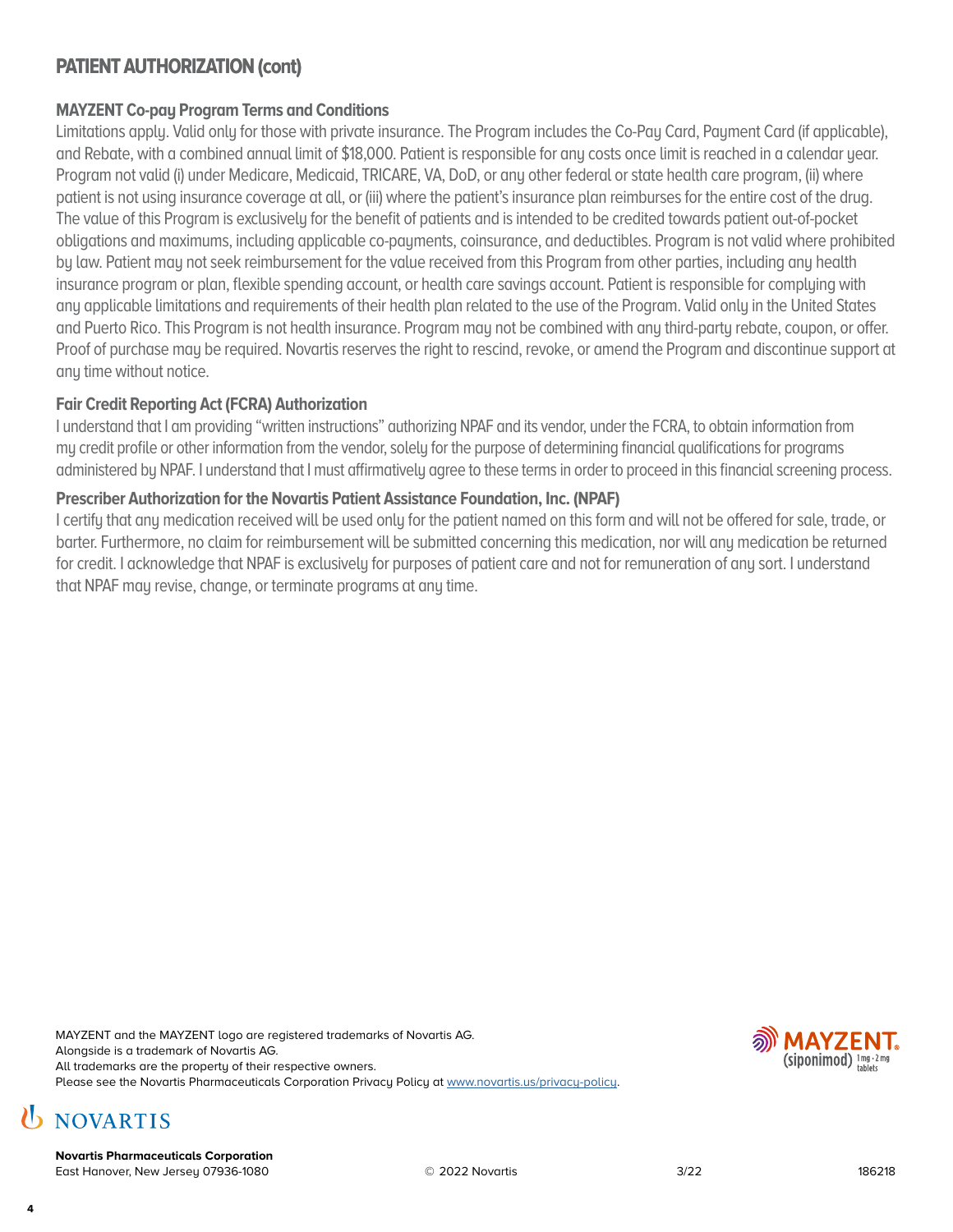## PATIENT AUTHORIZATION (cont)

### MAYZENT Co-pay Program Terms and Conditions

Limitations apply. Valid only for those with private insurance. The Program includes the Co-Pay Card, Payment Card (if applicable), and Rebate, with a combined annual limit of $18,000. Patient is responsible for any costs once limit is reached in a calendar year. Program not valid (i) under Medicare, Medicaid, TRICARE, VA, DoD, or any other federal or state health care program, (ii) where patient is not using insurance coverage at all, or (iii) where the patient's insurance plan reimburses for the entire cost of the drug. The value of this Program is exclusively for the benefit of patients and is intended to be credited towards patient out-of-pocket obligations and maximums, including applicable co-payments, coinsurance, and deductibles. Program is not valid where prohibited by law. Patient may not seek reimbursement for the value received from this Program from other parties, including any health insurance program or plan, flexible spending account, or health care savings account. Patient is responsible for complying with any applicable limitations and requirements of their health plan related to the use of the Program. Valid only in the United States and Puerto Rico. This Program is not health insurance. Program may not be combined with any third-party rebate, coupon, or offer. Proof of purchase may be required. Novartis reserves the right to rescind, revoke, or amend the Program and discontinue support at any time without notice.

### Fair Credit Reporting Act (FCRA) Authorization

I understand that I am providing "written instructions" authorizing NPAF and its vendor, under the FCRA, to obtain information from my credit profile or other information from the vendor, solely for the purpose of determining financial qualifications for programs administered by NPAF. I understand that I must affirmatively agree to these terms in order to proceed in this financial screening process.

### Prescriber Authorization for the Novartis Patient Assistance Foundation, Inc. (NPAF)

I certify that any medication received will be used only for the patient named on this form and will not be offered for sale, trade, or barter. Furthermore, no claim for reimbursement will be submitted concerning this medication, nor will any medication be returned for credit. I acknowledge that NPAF is exclusively for purposes of patient care and not for remuneration of any sort. I understand that NPAF may revise, change, or terminate programs at any time.

MAYZENT and the MAYZENT logo are registered trademarks of Novartis AG.
Alongside is a trademark of Novartis AG.
All trademarks are the property of their respective owners.
Please see the Novartis Pharmaceuticals Corporation Privacy Policy at www.novartis.us/privacy-policy.

MAYZENT (siponimod) 1 mg • 2 mg tablets

NOVARTIS

**Novartis Pharmaceuticals Corporation**
East Hanover, New Jersey 07936-1080

© 2022 Novartis 3/22 186218